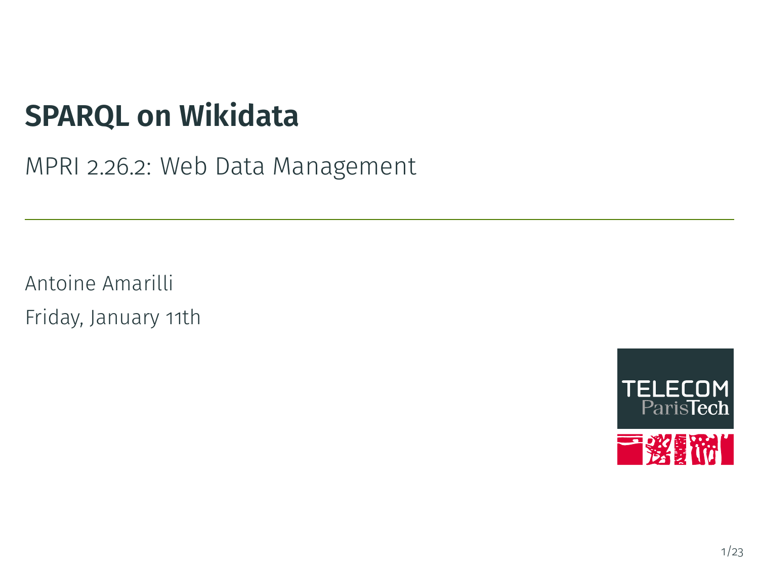# SPARQL on Wikidata

MPRI 2.26.2: Web Data Management

Antoine Amarilli

Friday, January 11th

TELECOM ParisTech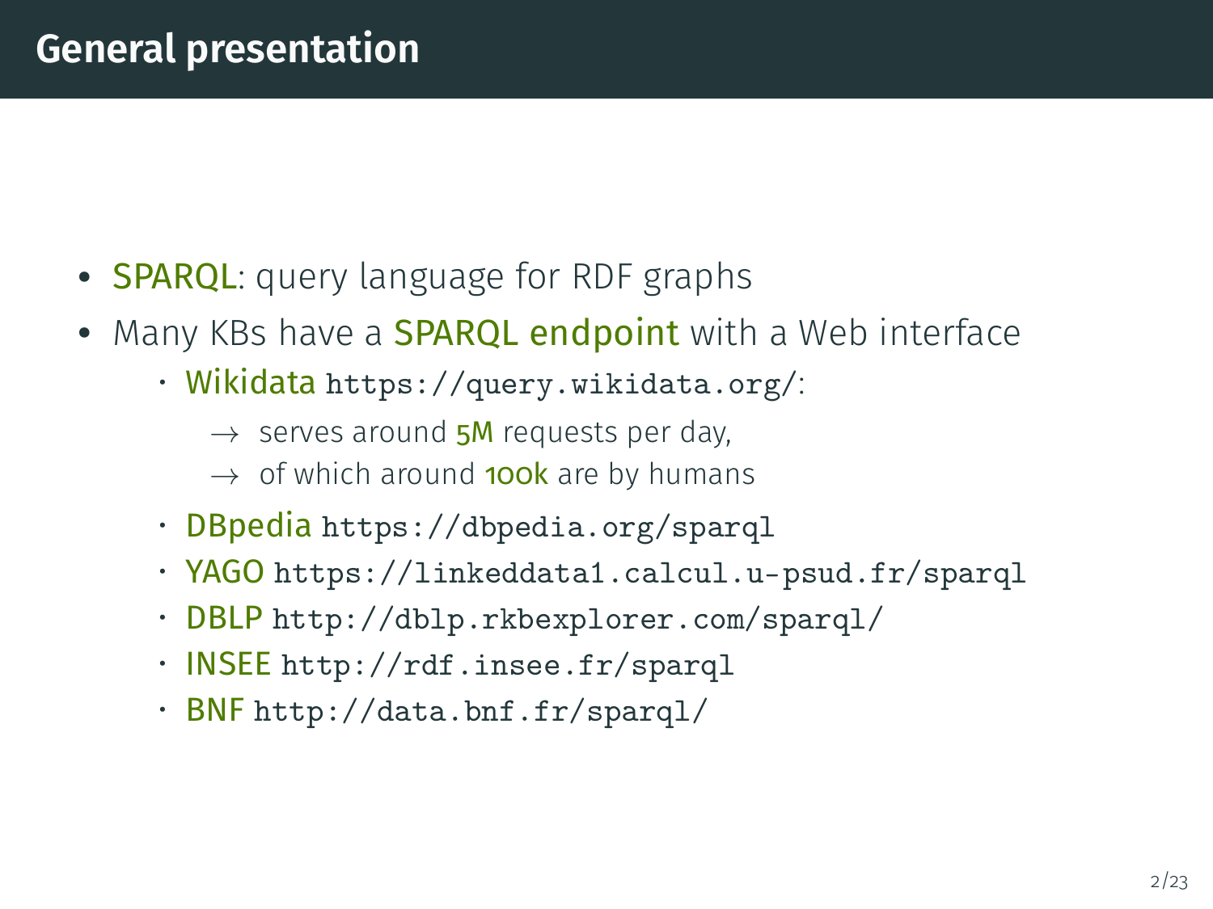## General presentation

- **SPARQL**: query language for RDF graphs
- Many KBs have a **SPARQL endpoint** with a Web interface
  - Wikidata `https://query.wikidata.org/`:
    - → serves around **5M** requests per day,
    - → of which around **100k** are by humans
  - DBpedia `https://dbpedia.org/sparql`
  - YAGO `https://linkeddata1.calcul.u-psud.fr/sparql`
  - DBLP `http://dblp.rkbexplorer.com/sparql/`
  - INSEE `http://rdf.insee.fr/sparql`
  - BNF `http://data.bnf.fr/sparql/`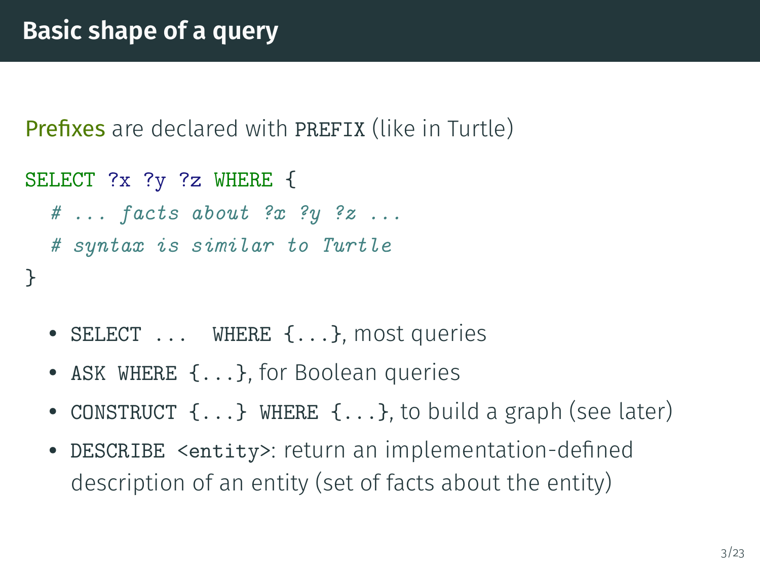## Basic shape of a query

Prefixes are declared with `PREFIX` (like in Turtle)

```
SELECT ?x ?y ?z WHERE {
  # ... facts about ?x ?y ?z ...
  # syntax is similar to Turtle
}
```

- `SELECT ... WHERE {...}`, most queries
- `ASK WHERE {...}`, for Boolean queries
- `CONSTRUCT {...} WHERE {...}`, to build a graph (see later)
- `DESCRIBE <entity>`: return an implementation-defined description of an entity (set of facts about the entity)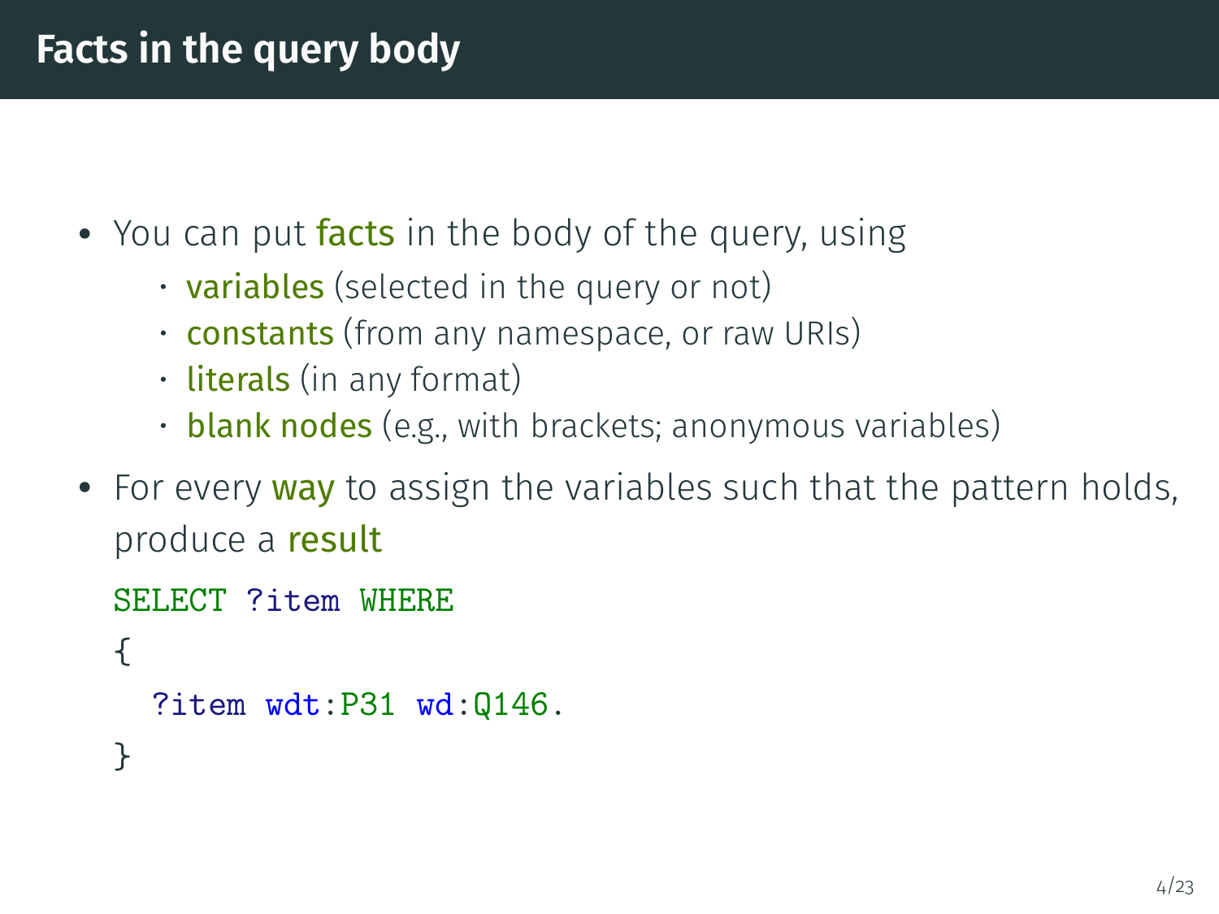# Facts in the query body

- You can put **facts** in the body of the query, using
  - **variables** (selected in the query or not)
  - **constants** (from any namespace, or raw URIs)
  - **literals** (in any format)
  - **blank nodes** (e.g., with brackets; anonymous variables)
- For every **way** to assign the variables such that the pattern holds, produce a **result**

```
SELECT ?item WHERE
{
  ?item wdt:P31 wd:Q146.
}
```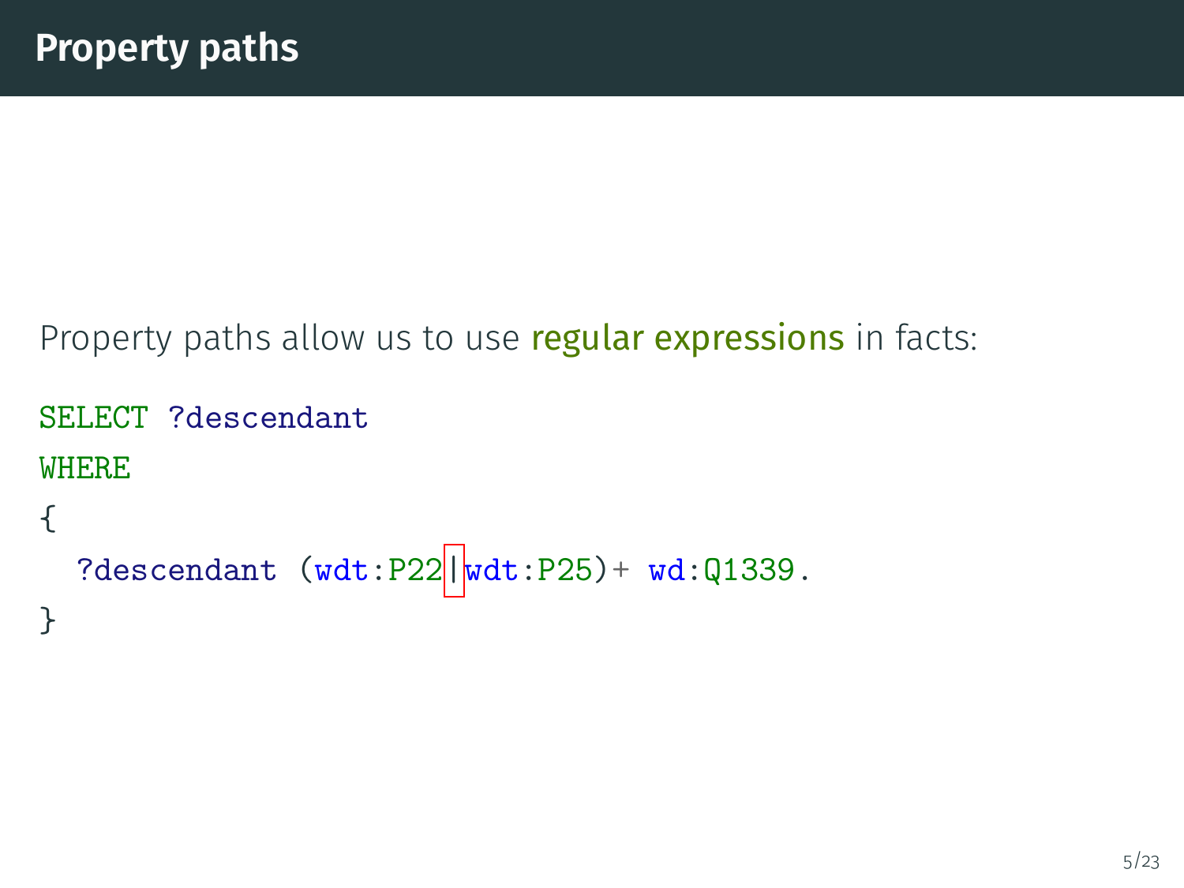# Property paths

Property paths allow us to use regular expressions in facts:

```
SELECT ?descendant
WHERE
{
  ?descendant (wdt:P22|wdt:P25)+ wd:Q1339.
}
```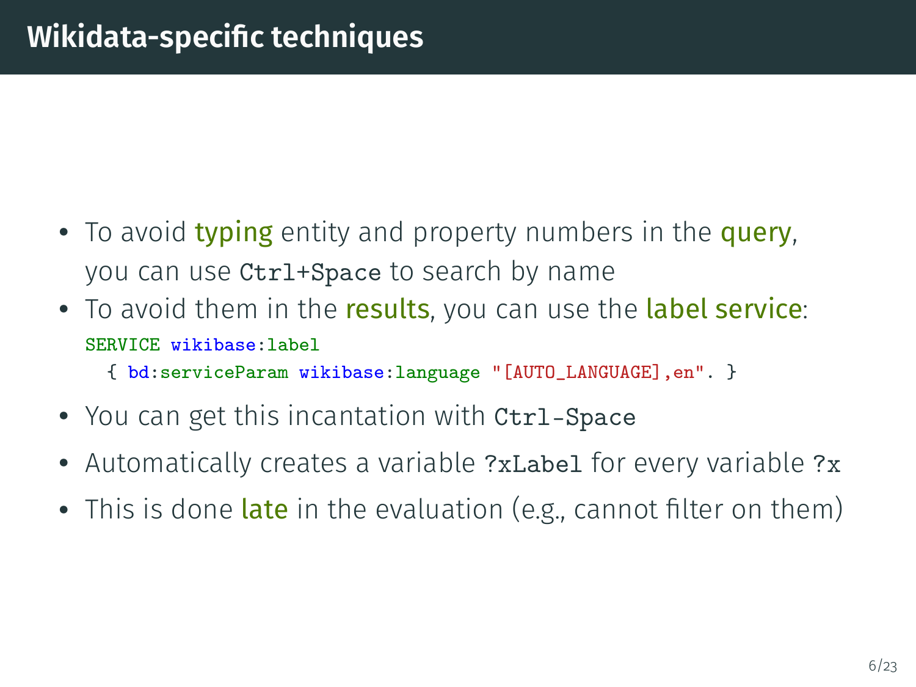# Wikidata-specific techniques

- To avoid **typing** entity and property numbers in the **query**, you can use `Ctrl+Space` to search by name
- To avoid them in the **results**, you can use the **label service**:

```
SERVICE wikibase:label
  { bd:serviceParam wikibase:language "[AUTO_LANGUAGE],en". }
```

- You can get this incantation with `Ctrl-Space`
- Automatically creates a variable `?xLabel` for every variable `?x`
- This is done **late** in the evaluation (e.g., cannot filter on them)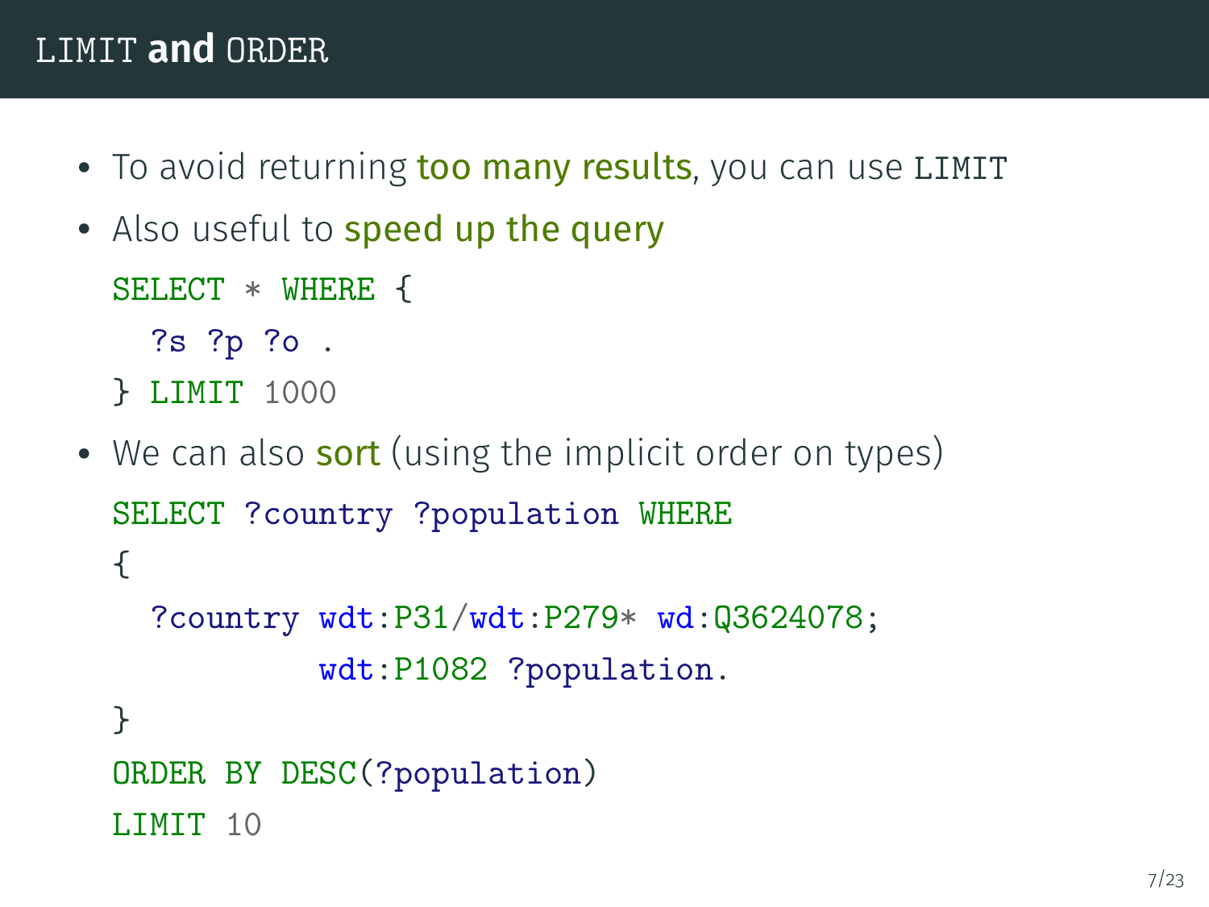## LIMIT **and** ORDER

- To avoid returning too many results, you can use LIMIT
- Also useful to speed up the query

```
SELECT * WHERE {
  ?s ?p ?o .
} LIMIT 1000
```

- We can also sort (using the implicit order on types)

```
SELECT ?country ?population WHERE
{
  ?country wdt:P31/wdt:P279* wd:Q3624078;
           wdt:P1082 ?population.
}
ORDER BY DESC(?population)
LIMIT 10
```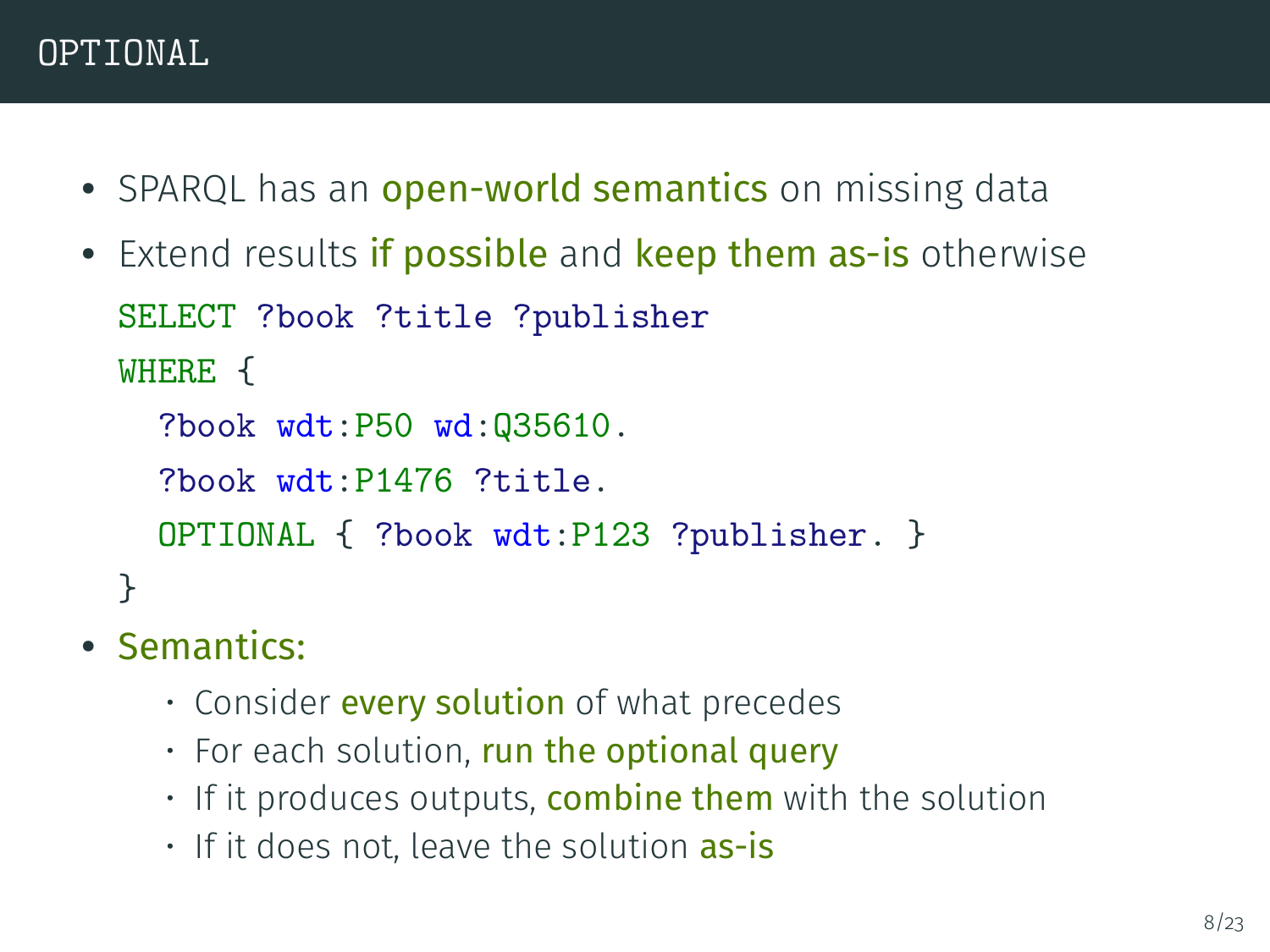# OPTIONAL

- SPARQL has an **open-world semantics** on missing data
- Extend results **if possible** and **keep them as-is** otherwise

```
SELECT ?book ?title ?publisher
WHERE {
  ?book wdt:P50 wd:Q35610.
  ?book wdt:P1476 ?title.
  OPTIONAL { ?book wdt:P123 ?publisher. }
}
```

- **Semantics:**
  - Consider **every solution** of what precedes
  - For each solution, **run the optional query**
  - If it produces outputs, **combine them** with the solution
  - If it does not, leave the solution **as-is**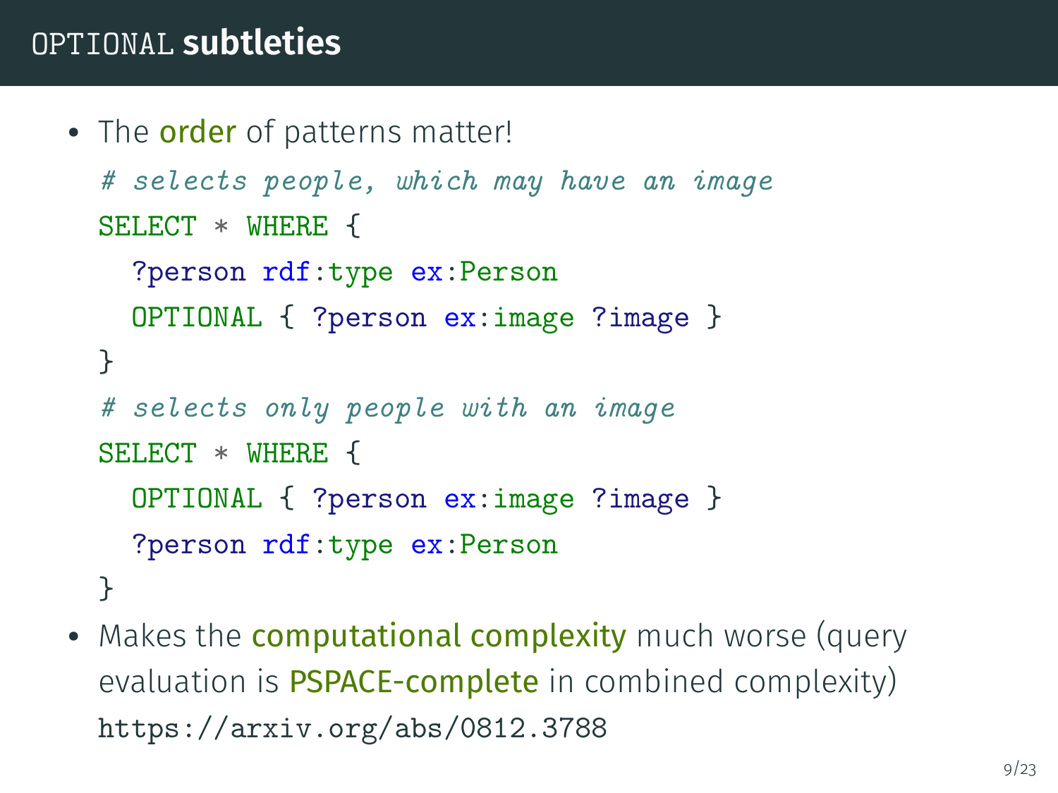# OPTIONAL **subtleties**

- The **order** of patterns matter!

```
# selects people, which may have an image
SELECT * WHERE {
  ?person rdf:type ex:Person
  OPTIONAL { ?person ex:image ?image }
}
# selects only people with an image
SELECT * WHERE {
  OPTIONAL { ?person ex:image ?image }
  ?person rdf:type ex:Person
}
```

- Makes the **computational complexity** much worse (query evaluation is **PSPACE-complete** in combined complexity) `https://arxiv.org/abs/0812.3788`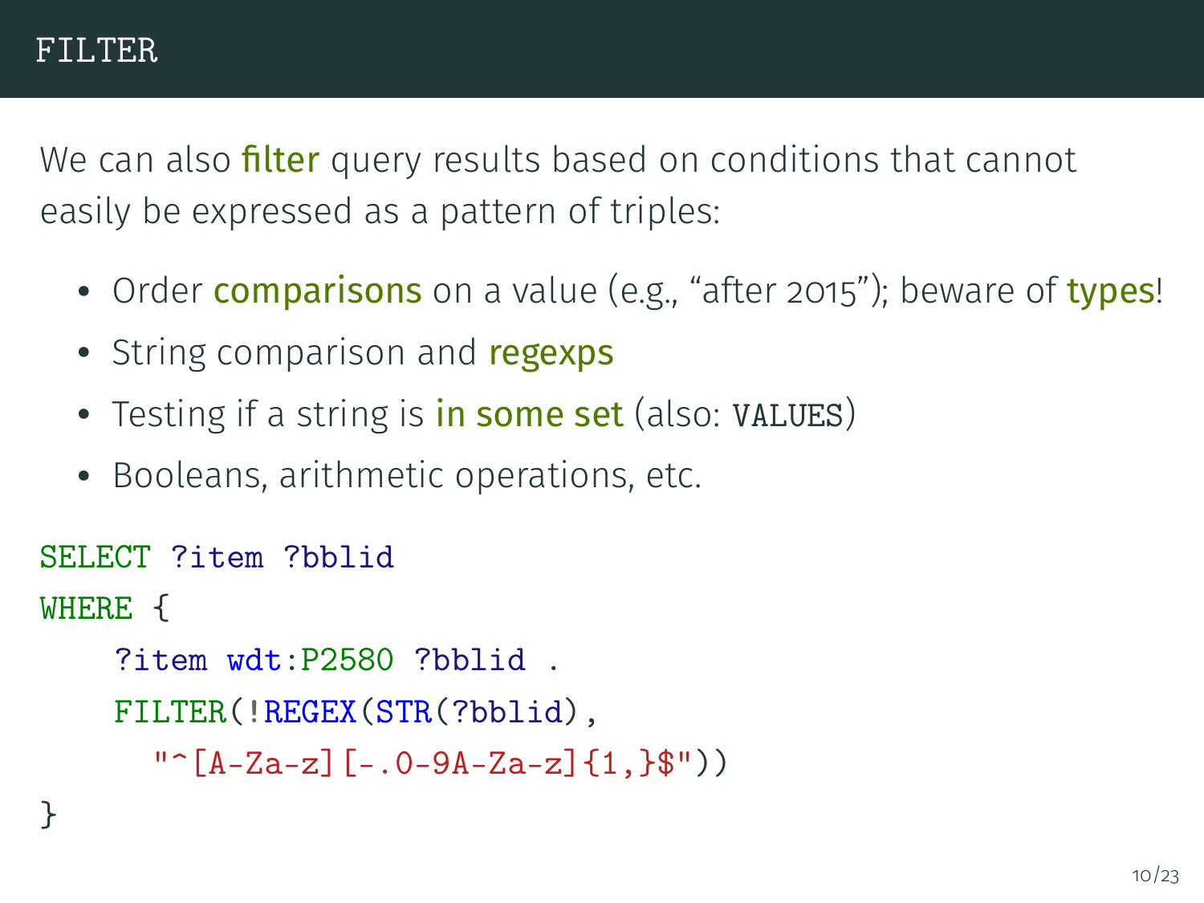# FILTER

We can also **filter** query results based on conditions that cannot easily be expressed as a pattern of triples:

- Order **comparisons** on a value (e.g., "after 2015"); beware of **types**!
- String comparison and **regexps**
- Testing if a string is **in some set** (also: `VALUES`)
- Booleans, arithmetic operations, etc.

```
SELECT ?item ?bblid
WHERE {
    ?item wdt:P2580 ?bblid .
    FILTER(!REGEX(STR(?bblid),
      "^[A-Za-z][-.0-9A-Za-z]{1,}$"))
}
```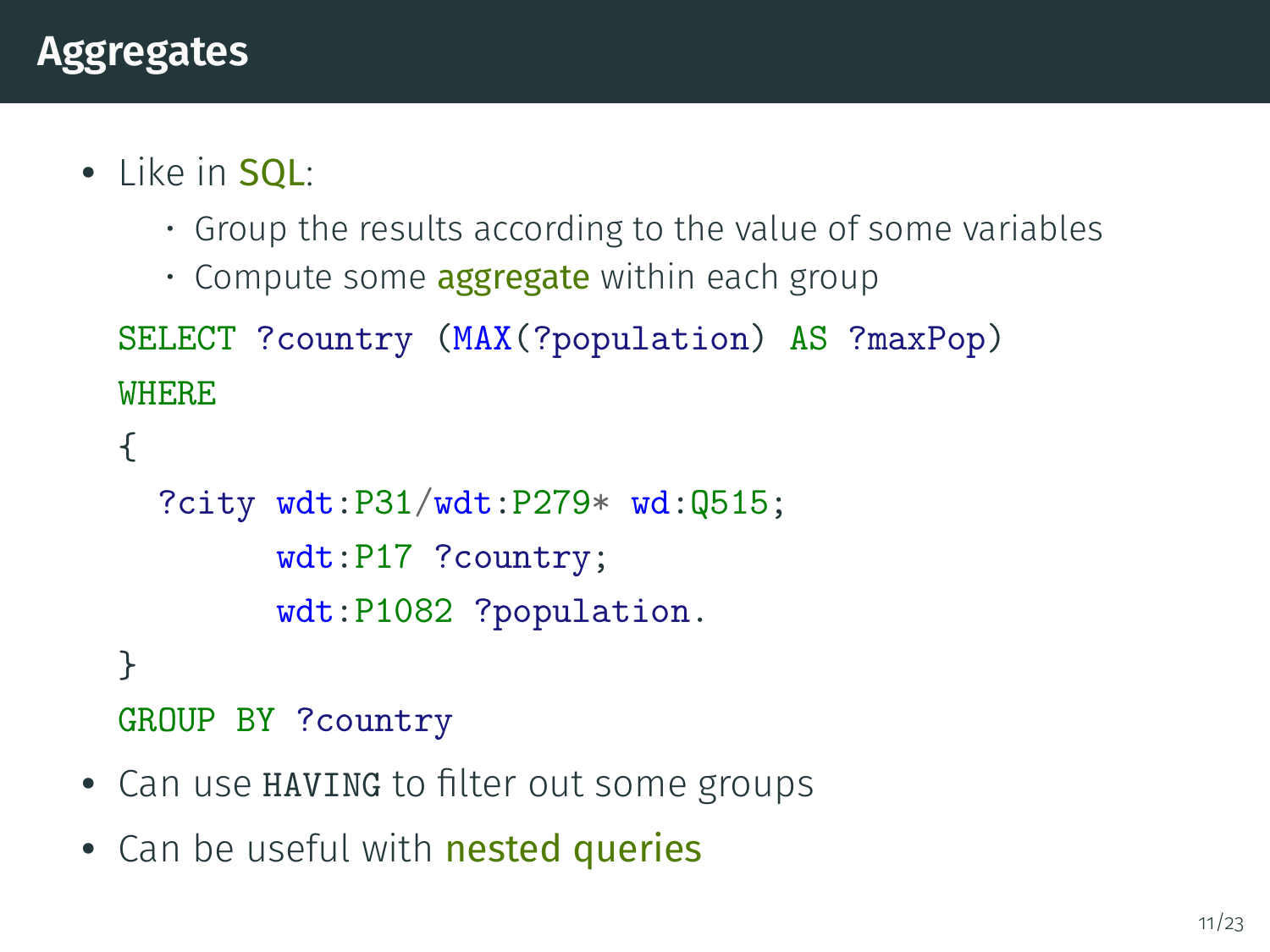# Aggregates

- Like in SQL:
  - Group the results according to the value of some variables
  - Compute some aggregate within each group

```
SELECT ?country (MAX(?population) AS ?maxPop)
WHERE
{
  ?city wdt:P31/wdt:P279* wd:Q515;
        wdt:P17 ?country;
        wdt:P1082 ?population.
}
GROUP BY ?country
```

- Can use `HAVING` to filter out some groups
- Can be useful with nested queries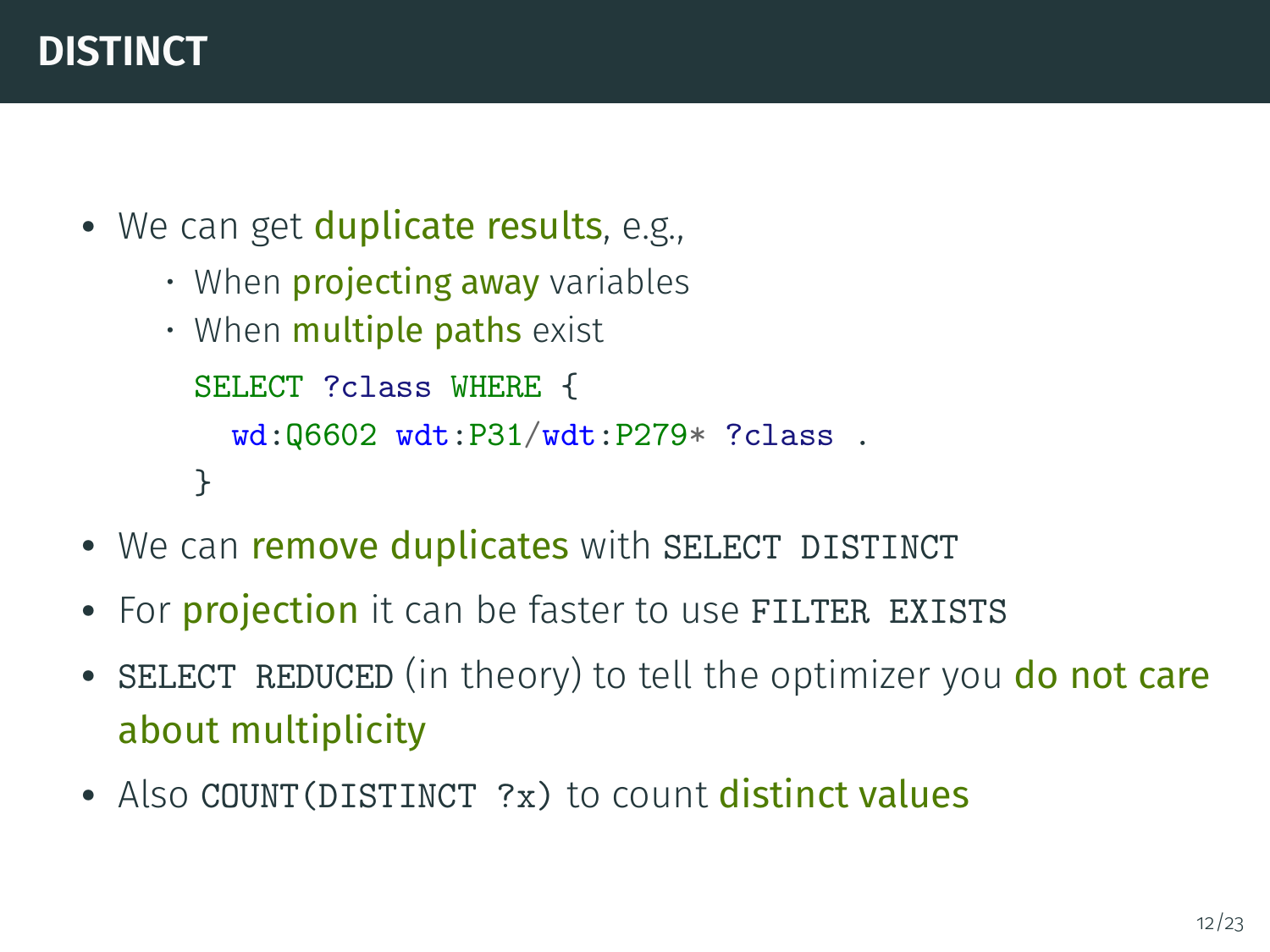# DISTINCT

- We can get **duplicate results**, e.g.,
  - When **projecting away** variables
  - When **multiple paths** exist

    ```
    SELECT ?class WHERE {
      wd:Q6602 wdt:P31/wdt:P279* ?class .
    }
    ```
- We can **remove duplicates** with `SELECT DISTINCT`
- For **projection** it can be faster to use `FILTER EXISTS`
- `SELECT REDUCED` (in theory) to tell the optimizer you **do not care about multiplicity**
- Also `COUNT(DISTINCT ?x)` to count **distinct values**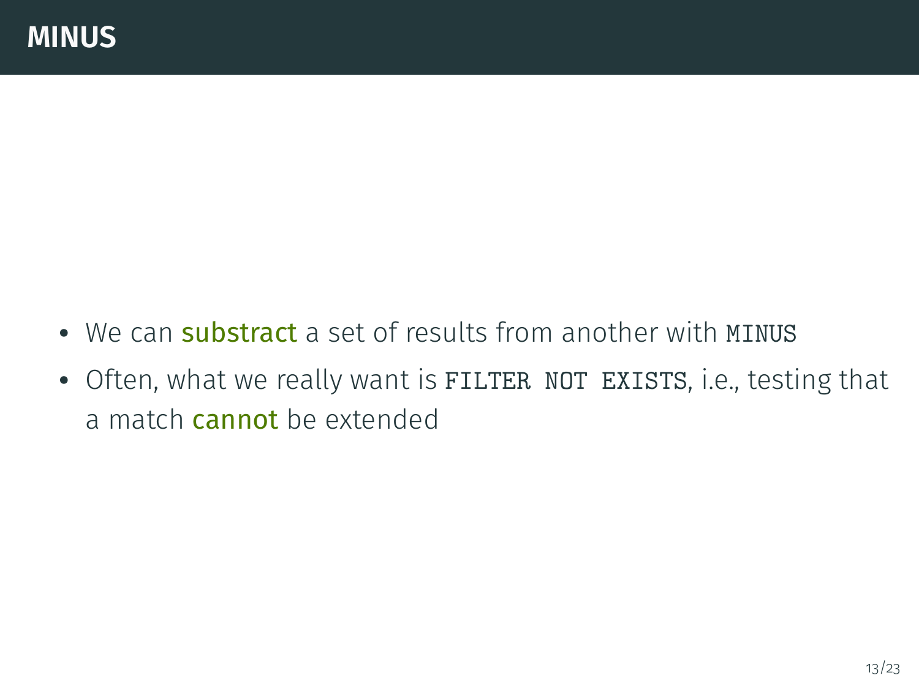# MINUS

- We can **substract** a set of results from another with `MINUS`
- Often, what we really want is `FILTER NOT EXISTS`, i.e., testing that a match **cannot** be extended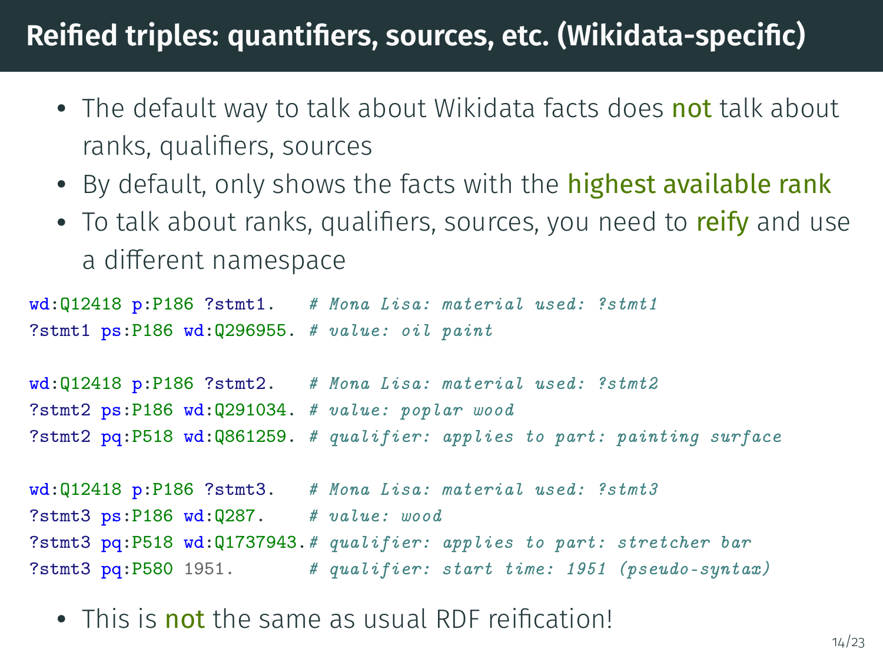# Reified triples: quantifiers, sources, etc. (Wikidata-specific)

- The default way to talk about Wikidata facts does **not** talk about ranks, qualifiers, sources
- By default, only shows the facts with the **highest available rank**
- To talk about ranks, qualifiers, sources, you need to **reify** and use a different namespace

```
wd:Q12418 p:P186 ?stmt1.   # Mona Lisa: material used: ?stmt1
?stmt1 ps:P186 wd:Q296955. # value: oil paint

wd:Q12418 p:P186 ?stmt2.   # Mona Lisa: material used: ?stmt2
?stmt2 ps:P186 wd:Q291034. # value: poplar wood
?stmt2 pq:P518 wd:Q861259. # qualifier: applies to part: painting surface

wd:Q12418 p:P186 ?stmt3.   # Mona Lisa: material used: ?stmt3
?stmt3 ps:P186 wd:Q287.    # value: wood
?stmt3 pq:P518 wd:Q1737943.# qualifier: applies to part: stretcher bar
?stmt3 pq:P580 1951.       # qualifier: start time: 1951 (pseudo-syntax)
```

- This is **not** the same as usual RDF reification!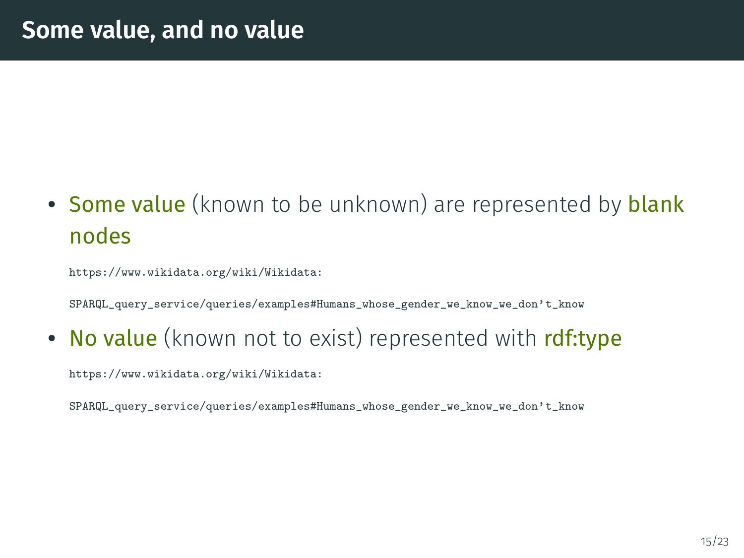# Some value, and no value

- **Some value** (known to be unknown) are represented by **blank nodes**

  https://www.wikidata.org/wiki/Wikidata:SPARQL_query_service/queries/examples#Humans_whose_gender_we_know_we_don't_know

- **No value** (known not to exist) represented with **rdf:type**

  https://www.wikidata.org/wiki/Wikidata:SPARQL_query_service/queries/examples#Humans_whose_gender_we_know_we_don't_know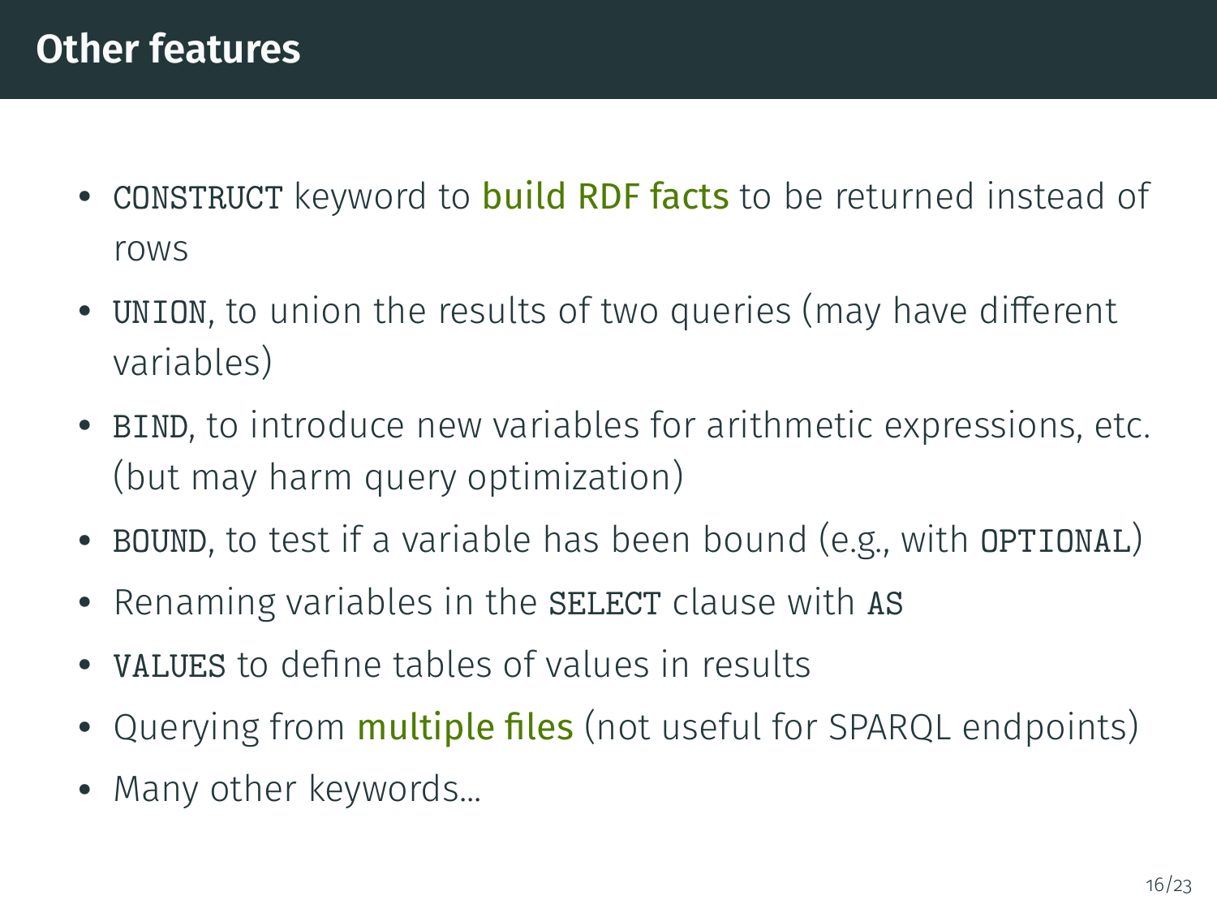## Other features

- `CONSTRUCT` keyword to build RDF facts to be returned instead of rows
- `UNION`, to union the results of two queries (may have different variables)
- `BIND`, to introduce new variables for arithmetic expressions, etc. (but may harm query optimization)
- `BOUND`, to test if a variable has been bound (e.g., with `OPTIONAL`)
- Renaming variables in the `SELECT` clause with `AS`
- `VALUES` to define tables of values in results
- Querying from multiple files (not useful for SPARQL endpoints)
- Many other keywords...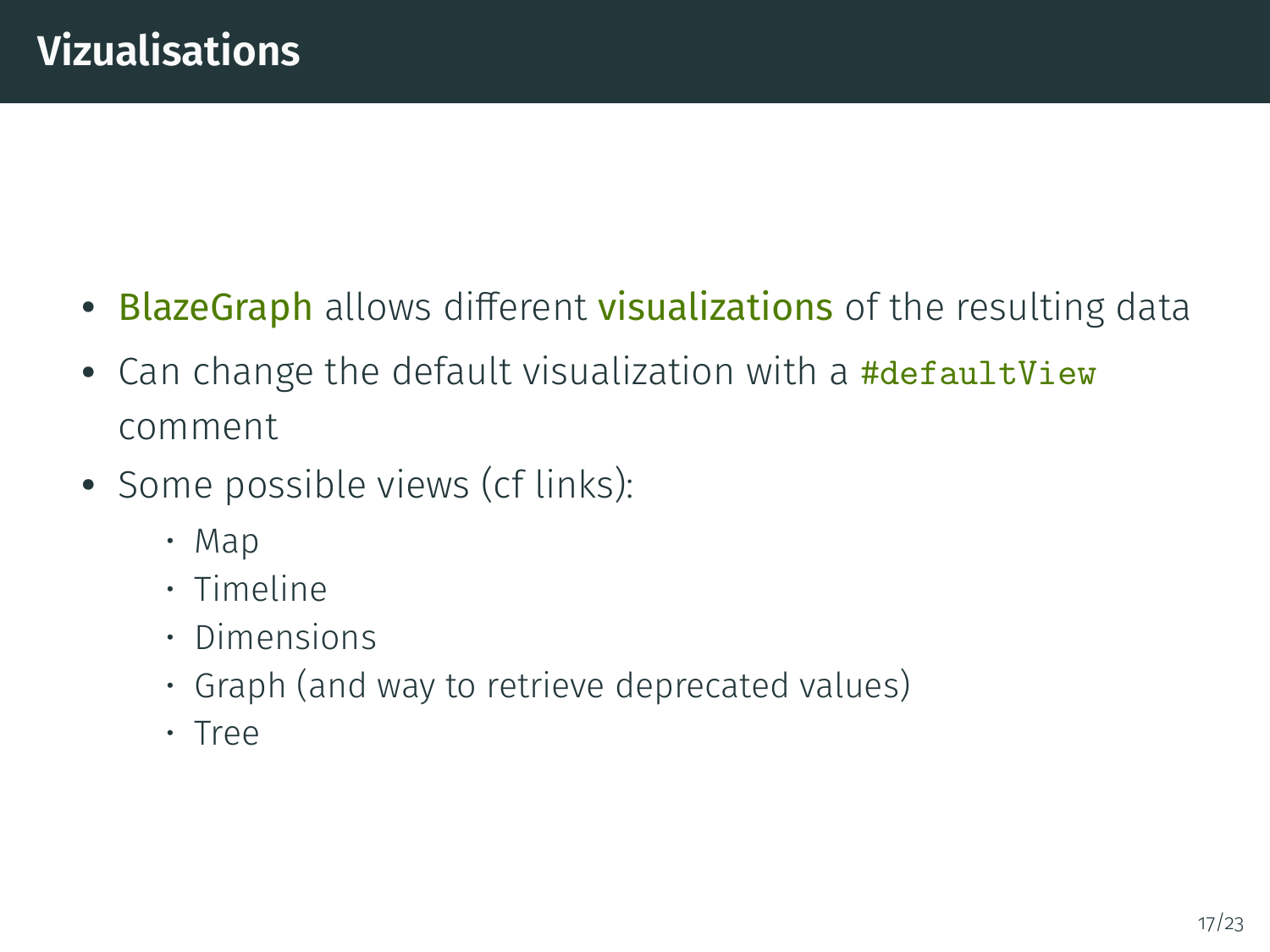# Vizualisations

- BlazeGraph allows different visualizations of the resulting data
- Can change the default visualization with a `#defaultView` comment
- Some possible views (cf links):
  - Map
  - Timeline
  - Dimensions
  - Graph (and way to retrieve deprecated values)
  - Tree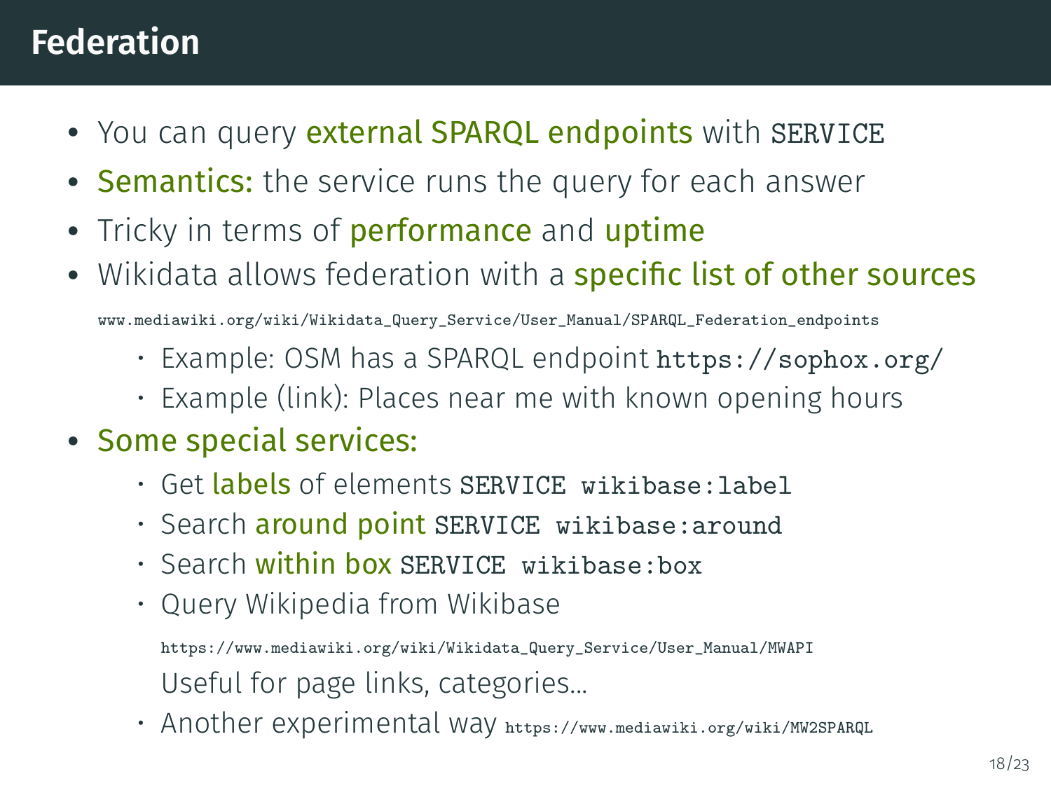# Federation

- You can query **external SPARQL endpoints** with `SERVICE`
- **Semantics:** the service runs the query for each answer
- Tricky in terms of **performance** and **uptime**
- Wikidata allows federation with a **specific list of other sources**

  `www.mediawiki.org/wiki/Wikidata_Query_Service/User_Manual/SPARQL_Federation_endpoints`

  - Example: OSM has a SPARQL endpoint `https://sophox.org/`
  - Example (link): Places near me with known opening hours
- **Some special services:**
  - Get **labels** of elements `SERVICE wikibase:label`
  - Search **around point** `SERVICE wikibase:around`
  - Search **within box** `SERVICE wikibase:box`
  - Query Wikipedia from Wikibase

    `https://www.mediawiki.org/wiki/Wikidata_Query_Service/User_Manual/MWAPI`

    Useful for page links, categories...
  - Another experimental way `https://www.mediawiki.org/wiki/MW2SPARQL`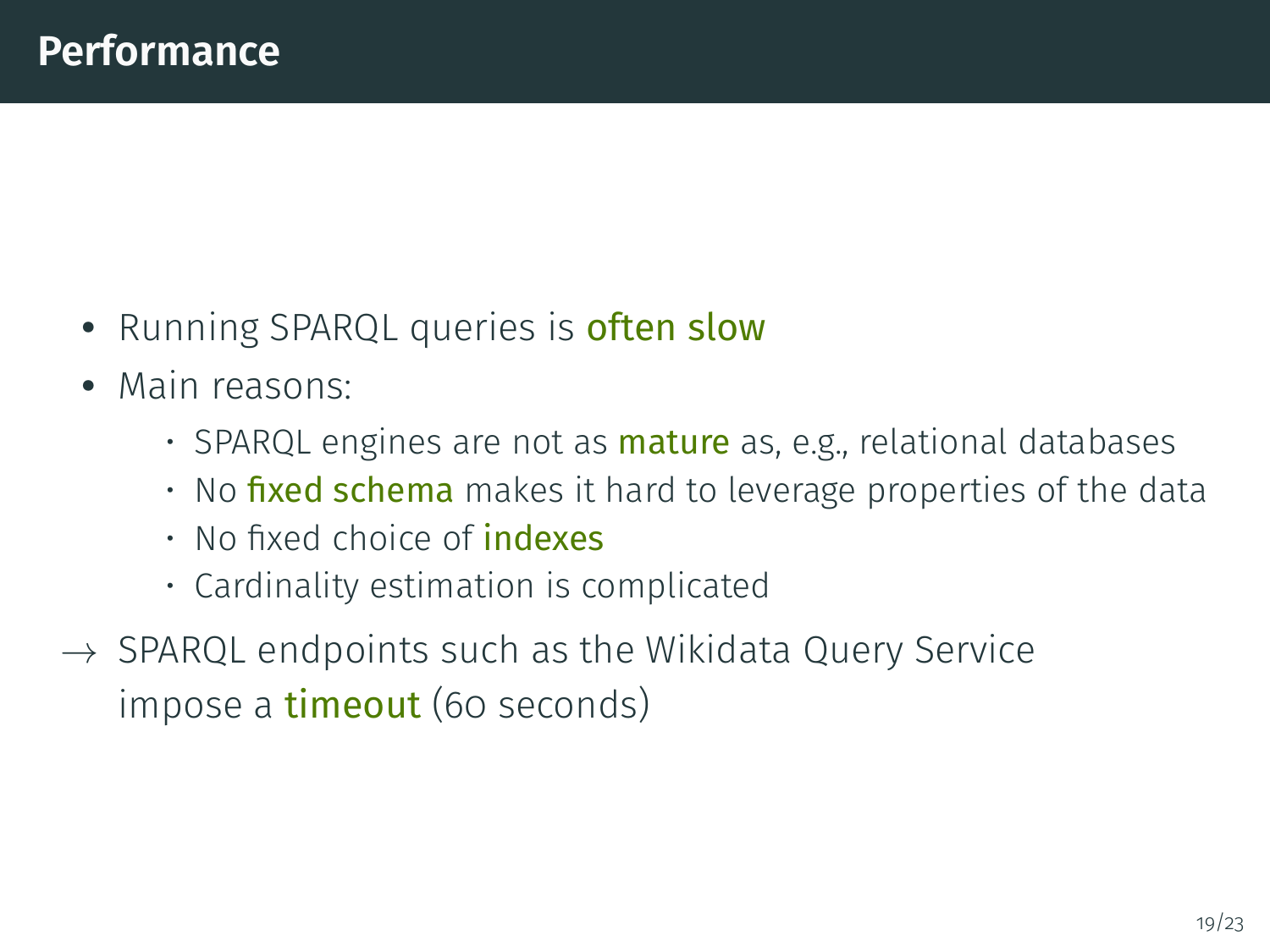# Performance

- Running SPARQL queries is **often slow**
- Main reasons:
  - SPARQL engines are not as **mature** as, e.g., relational databases
  - No **fixed schema** makes it hard to leverage properties of the data
  - No fixed choice of **indexes**
  - Cardinality estimation is complicated

→ SPARQL endpoints such as the Wikidata Query Service impose a **timeout** (60 seconds)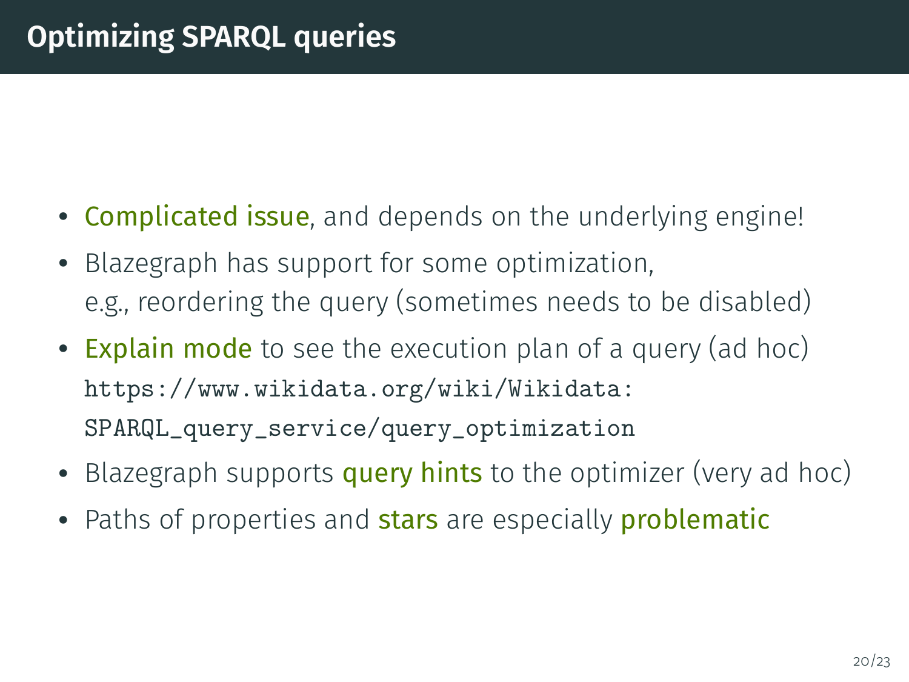# Optimizing SPARQL queries

- Complicated issue, and depends on the underlying engine!
- Blazegraph has support for some optimization, e.g., reordering the query (sometimes needs to be disabled)
- Explain mode to see the execution plan of a query (ad hoc) `https://www.wikidata.org/wiki/Wikidata:SPARQL_query_service/query_optimization`
- Blazegraph supports query hints to the optimizer (very ad hoc)
- Paths of properties and stars are especially problematic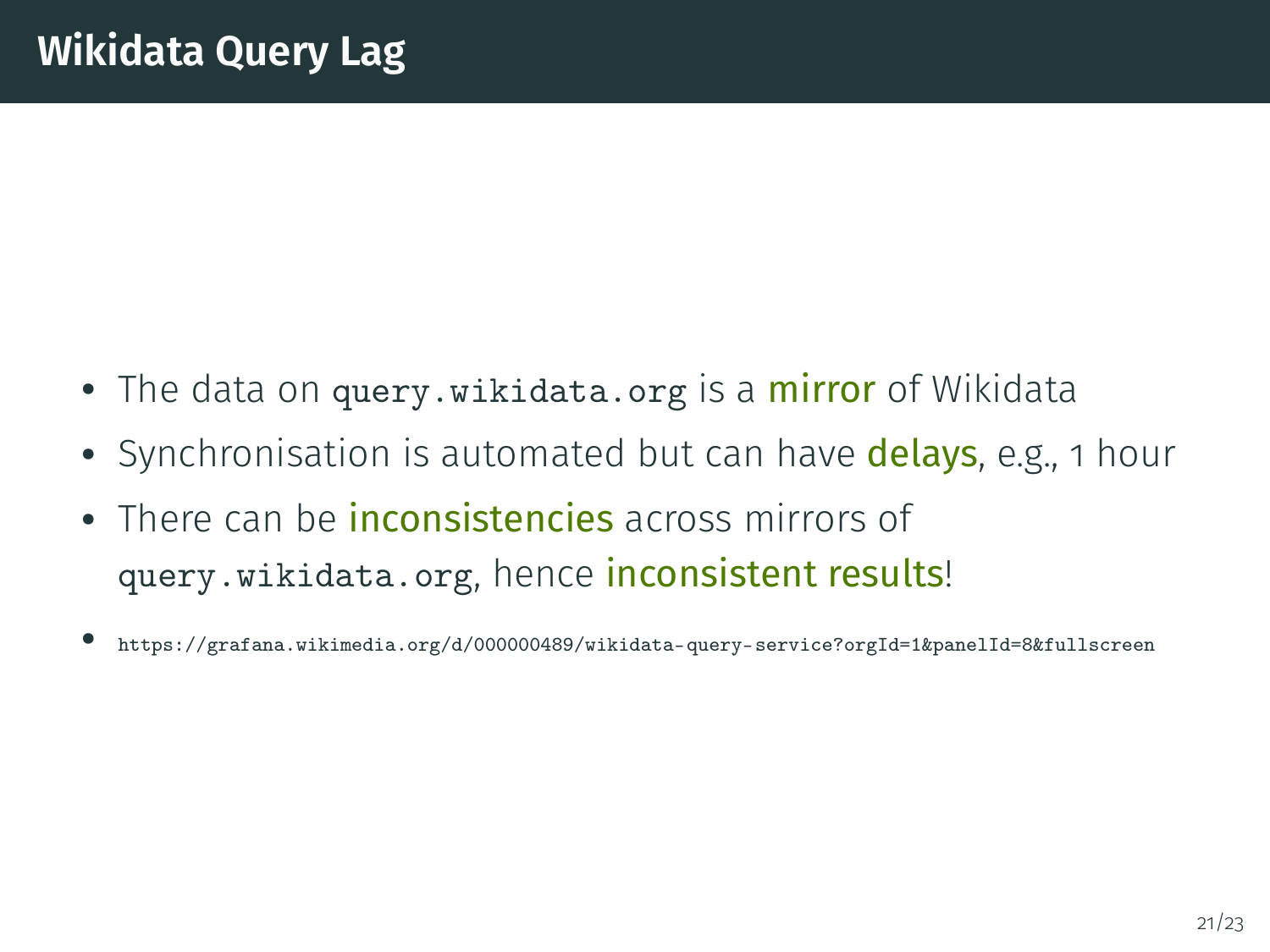# Wikidata Query Lag

- The data on `query.wikidata.org` is a **mirror** of Wikidata
- Synchronisation is automated but can have **delays**, e.g., 1 hour
- There can be **inconsistencies** across mirrors of `query.wikidata.org`, hence **inconsistent results**!
- `https://grafana.wikimedia.org/d/000000489/wikidata-query-service?orgId=1&panelId=8&fullscreen`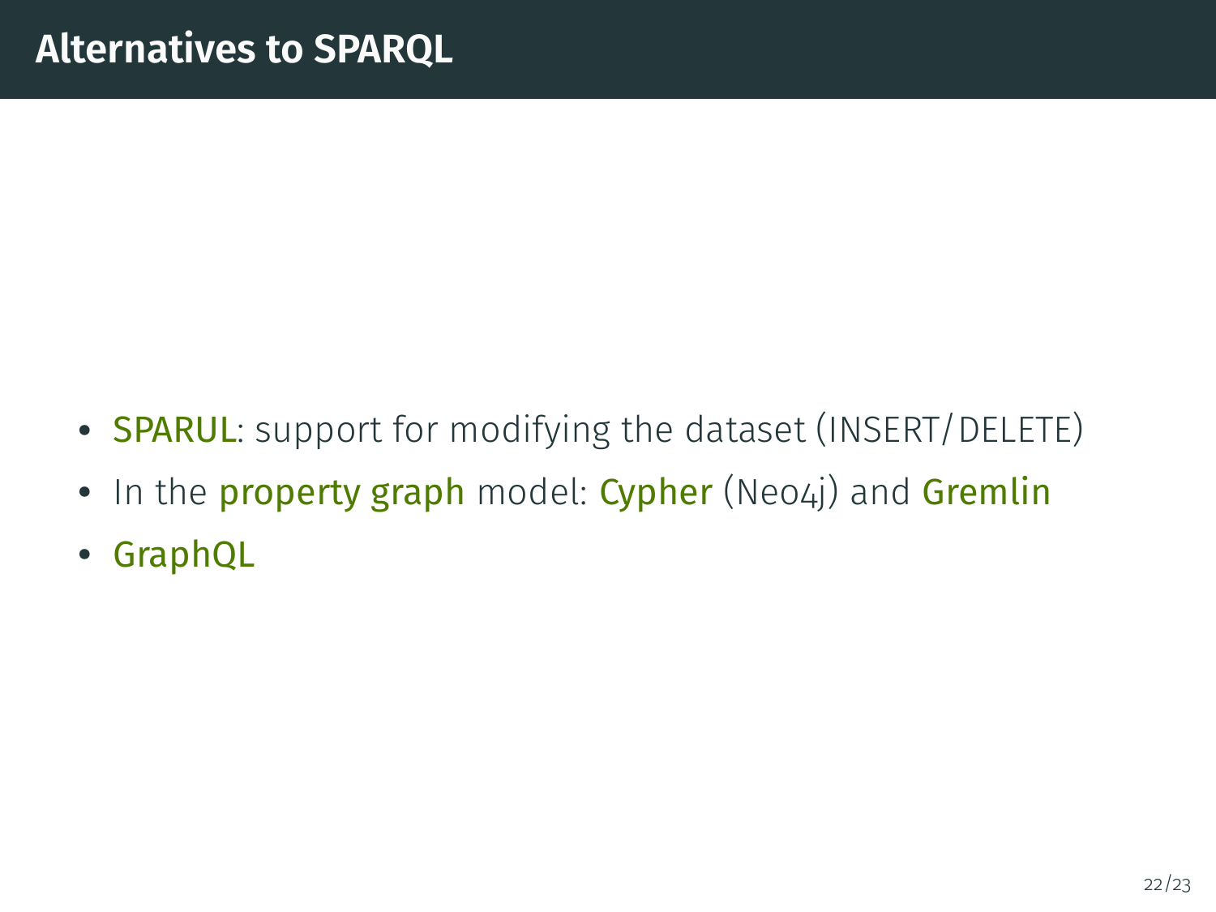# Alternatives to SPARQL

- SPARUL: support for modifying the dataset (INSERT/DELETE)
- In the property graph model: Cypher (Neo4j) and Gremlin
- GraphQL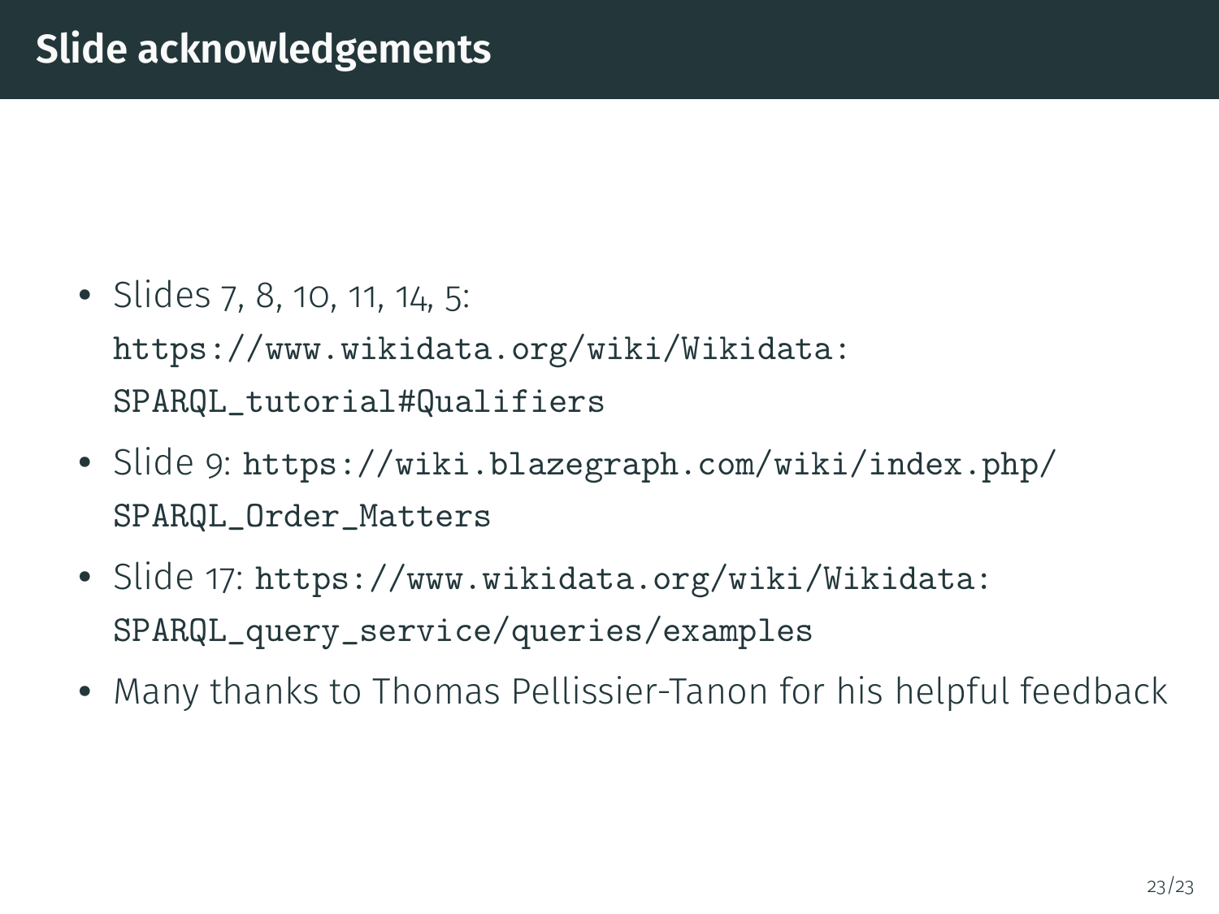# Slide acknowledgements

- Slides 7, 8, 10, 11, 14, 5: `https://www.wikidata.org/wiki/Wikidata:SPARQL_tutorial#Qualifiers`
- Slide 9: `https://wiki.blazegraph.com/wiki/index.php/SPARQL_Order_Matters`
- Slide 17: `https://www.wikidata.org/wiki/Wikidata:SPARQL_query_service/queries/examples`
- Many thanks to Thomas Pellissier-Tanon for his helpful feedback